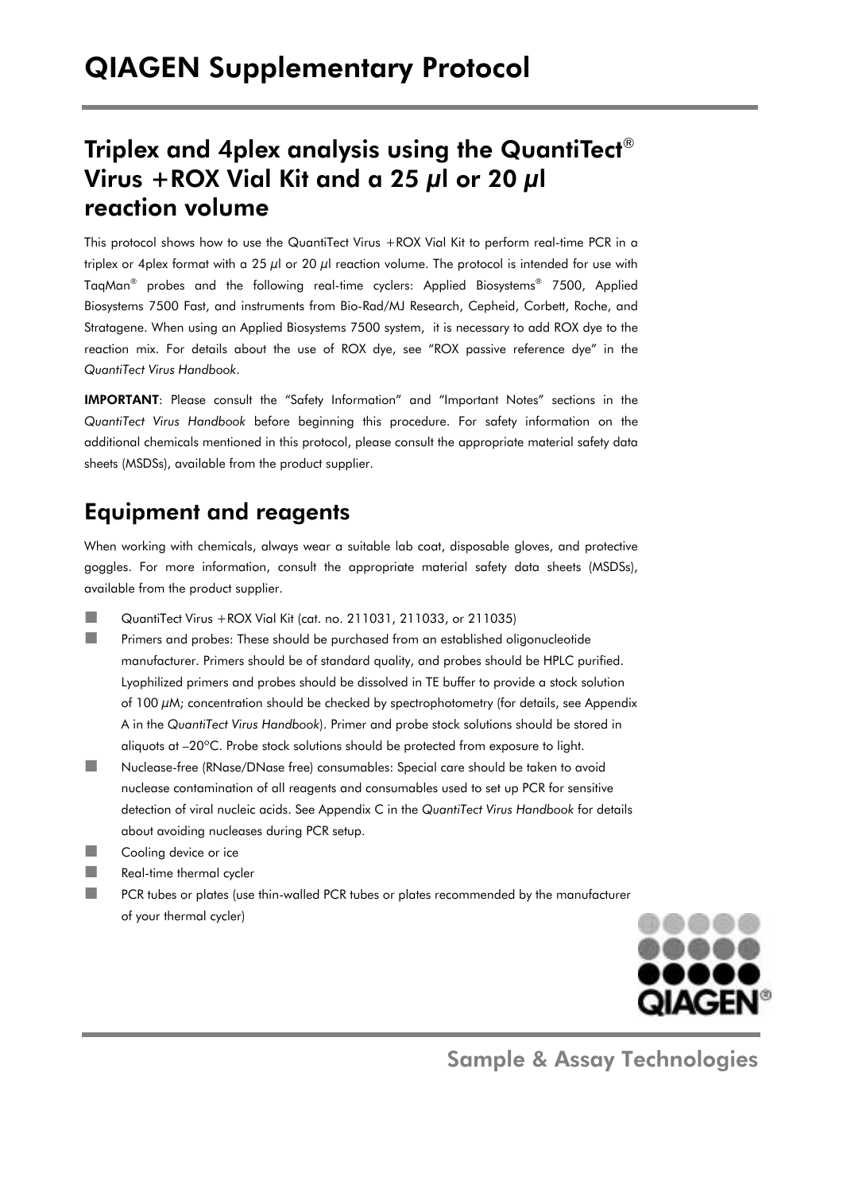# QIAGEN Supplementary Protocol

## Triplex and 4plex analysis using the QuantiTect® Virus +ROX Vial Kit and a 25 µl or 20 µl reaction volume

This protocol shows how to use the QuantiTect Virus +ROX Vial Kit to perform real-time PCR in a triplex or 4plex format with a 25 µl or 20 µl reaction volume. The protocol is intended for use with TaqMan® probes and the following real-time cyclers: Applied Biosystems® 7500, Applied Biosystems 7500 Fast, and instruments from Bio-Rad/MJ Research, Cepheid, Corbett, Roche, and Stratagene. When using an Applied Biosystems 7500 system, it is necessary to add ROX dye to the reaction mix. For details about the use of ROX dye, see "ROX passive reference dye" in the *QuantiTect Virus Handbook*.

**IMPORTANT**: Please consult the "Safety Information" and "Important Notes" sections in the *QuantiTect Virus Handbook* before beginning this procedure. For safety information on the additional chemicals mentioned in this protocol, please consult the appropriate material safety data sheets (MSDSs), available from the product supplier.

## Equipment and reagents

When working with chemicals, always wear a suitable lab coat, disposable gloves, and protective goggles. For more information, consult the appropriate material safety data sheets (MSDSs), available from the product supplier.

- QuantiTect Virus +ROX Vial Kit (cat. no. 211031, 211033, or 211035)
- Primers and probes: These should be purchased from an established oligonucleotide manufacturer. Primers should be of standard quality, and probes should be HPLC purified. Lyophilized primers and probes should be dissolved in TE buffer to provide a stock solution of 100 µM; concentration should be checked by spectrophotometry (for details, see Appendix A in the *QuantiTect Virus Handbook*). Primer and probe stock solutions should be stored in aliquots at –20°C. Probe stock solutions should be protected from exposure to light.
- Nuclease-free (RNase/DNase free) consumables: Special care should be taken to avoid nuclease contamination of all reagents and consumables used to set up PCR for sensitive detection of viral nucleic acids. See Appendix C in the *QuantiTect Virus Handbook* for details about avoiding nucleases during PCR setup.
- Cooling device or ice
- Real-time thermal cycler
- PCR tubes or plates (use thin-walled PCR tubes or plates recommended by the manufacturer of your thermal cycler)

Sample & Assay Technologies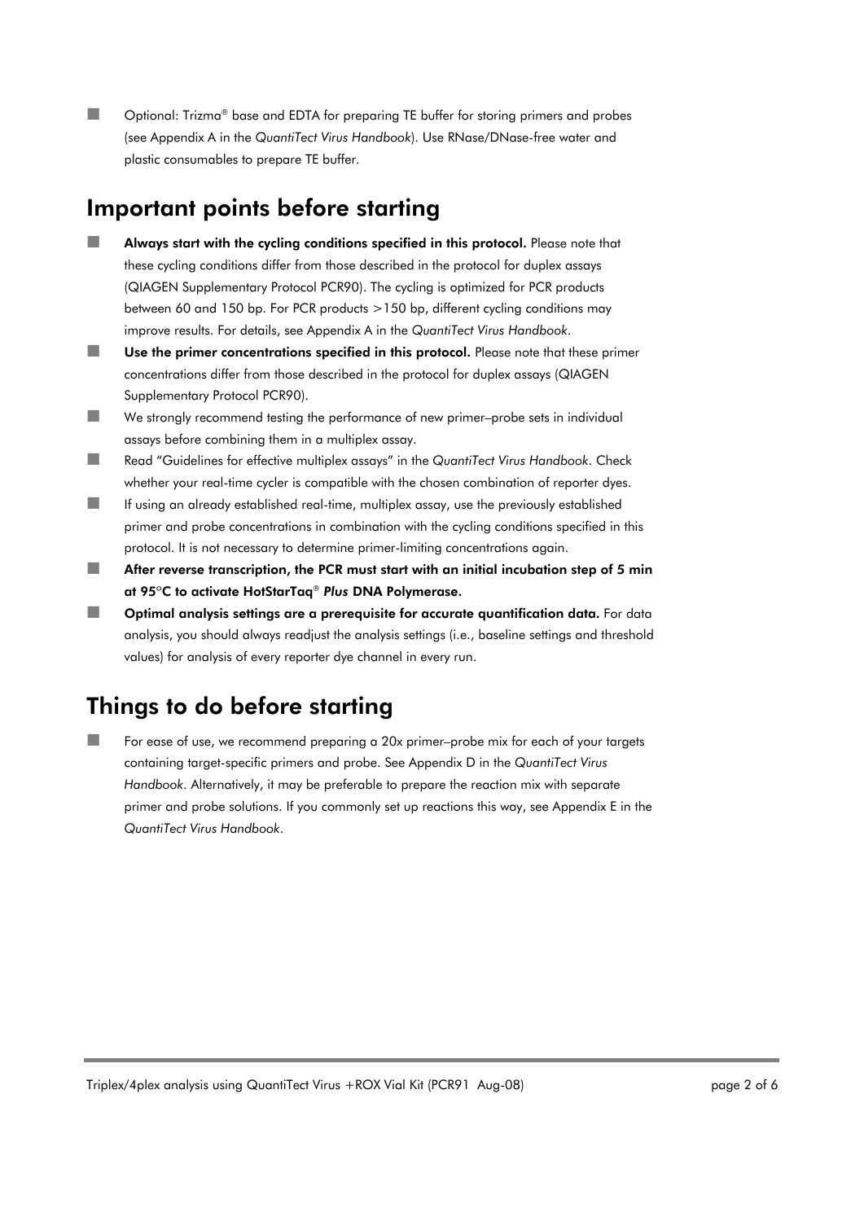- Optional: Trizma® base and EDTA for preparing TE buffer for storing primers and probes (see Appendix A in the *QuantiTect Virus Handbook*). Use RNase/DNase-free water and plastic consumables to prepare TE buffer.

## Important points before starting

- **Always start with the cycling conditions specified in this protocol.** Please note that these cycling conditions differ from those described in the protocol for duplex assays (QIAGEN Supplementary Protocol PCR90). The cycling is optimized for PCR products between 60 and 150 bp. For PCR products >150 bp, different cycling conditions may improve results. For details, see Appendix A in the *QuantiTect Virus Handbook*.
- **Use the primer concentrations specified in this protocol.** Please note that these primer concentrations differ from those described in the protocol for duplex assays (QIAGEN Supplementary Protocol PCR90).
- We strongly recommend testing the performance of new primer–probe sets in individual assays before combining them in a multiplex assay.
- Read "Guidelines for effective multiplex assays" in the *QuantiTect Virus Handbook*. Check whether your real-time cycler is compatible with the chosen combination of reporter dyes.
- If using an already established real-time, multiplex assay, use the previously established primer and probe concentrations in combination with the cycling conditions specified in this protocol. It is not necessary to determine primer-limiting concentrations again.
- **After reverse transcription, the PCR must start with an initial incubation step of 5 min at 95°C to activate HotStarTaq® *Plus* DNA Polymerase.**
- **Optimal analysis settings are a prerequisite for accurate quantification data.** For data analysis, you should always readjust the analysis settings (i.e., baseline settings and threshold values) for analysis of every reporter dye channel in every run.

## Things to do before starting

- For ease of use, we recommend preparing a 20x primer–probe mix for each of your targets containing target-specific primers and probe. See Appendix D in the *QuantiTect Virus Handbook*. Alternatively, it may be preferable to prepare the reaction mix with separate primer and probe solutions. If you commonly set up reactions this way, see Appendix E in the *QuantiTect Virus Handbook*.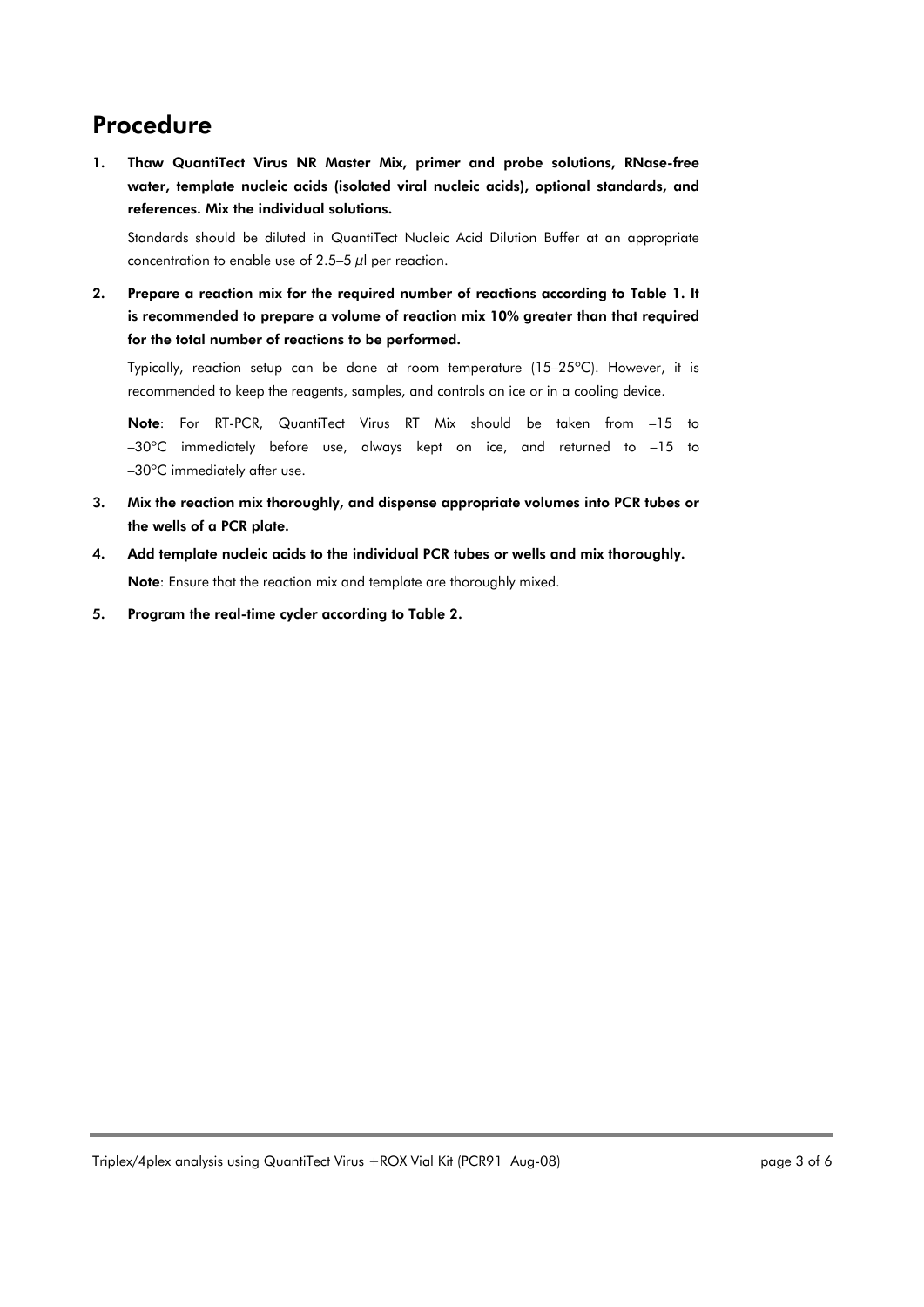# Procedure

1. **Thaw QuantiTect Virus NR Master Mix, primer and probe solutions, RNase-free water, template nucleic acids (isolated viral nucleic acids), optional standards, and references. Mix the individual solutions.**

   Standards should be diluted in QuantiTect Nucleic Acid Dilution Buffer at an appropriate concentration to enable use of 2.5–5 µl per reaction.

2. **Prepare a reaction mix for the required number of reactions according to Table 1. It is recommended to prepare a volume of reaction mix 10% greater than that required for the total number of reactions to be performed.**

   Typically, reaction setup can be done at room temperature (15–25°C). However, it is recommended to keep the reagents, samples, and controls on ice or in a cooling device.

   **Note**: For RT-PCR, QuantiTect Virus RT Mix should be taken from –15 to –30°C immediately before use, always kept on ice, and returned to –15 to –30°C immediately after use.

3. **Mix the reaction mix thoroughly, and dispense appropriate volumes into PCR tubes or the wells of a PCR plate.**

4. **Add template nucleic acids to the individual PCR tubes or wells and mix thoroughly.**

   **Note**: Ensure that the reaction mix and template are thoroughly mixed.

5. **Program the real-time cycler according to Table 2.**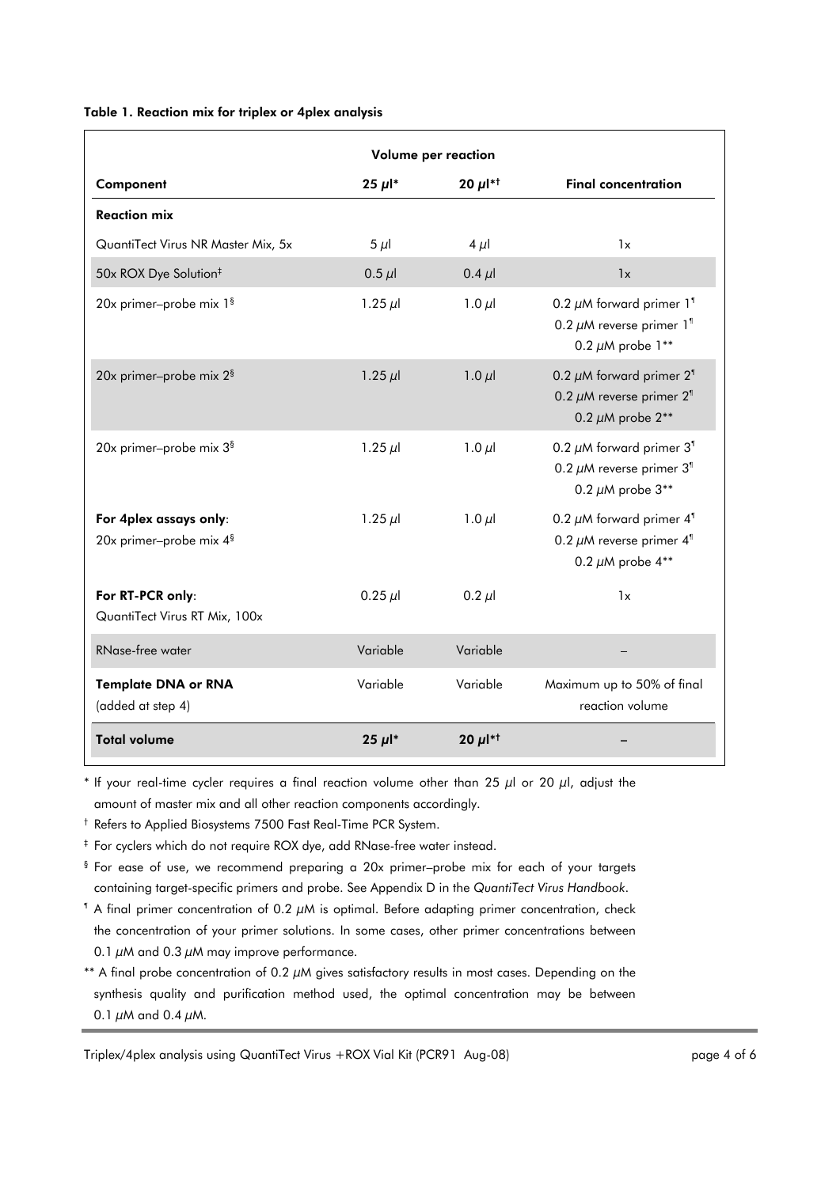**Table 1. Reaction mix for triplex or 4plex analysis**

| | Volume per reaction | | |
|---|---|---|---|
| **Component** | **25 µl*** | **20 µl*†** | **Final concentration** |
| **Reaction mix** | | | |
| QuantiTect Virus NR Master Mix, 5x | 5 µl | 4 µl | 1x |
| 50x ROX Dye Solution‡ | 0.5 µl | 0.4 µl | 1x |
| 20x primer–probe mix 1§ | 1.25 µl | 1.0 µl | 0.2 µM forward primer 1¶<br>0.2 µM reverse primer 1¶<br>0.2 µM probe 1** |
| 20x primer–probe mix 2§ | 1.25 µl | 1.0 µl | 0.2 µM forward primer 2¶<br>0.2 µM reverse primer 2¶<br>0.2 µM probe 2** |
| 20x primer–probe mix 3§ | 1.25 µl | 1.0 µl | 0.2 µM forward primer 3¶<br>0.2 µM reverse primer 3¶<br>0.2 µM probe 3** |
| **For 4plex assays only**:<br>20x primer–probe mix 4§ | 1.25 µl | 1.0 µl | 0.2 µM forward primer 4¶<br>0.2 µM reverse primer 4¶<br>0.2 µM probe 4** |
| **For RT-PCR only**:<br>QuantiTect Virus RT Mix, 100x | 0.25 µl | 0.2 µl | 1x |
| RNase-free water | Variable | Variable | – |
| **Template DNA or RNA**<br>(added at step 4) | Variable | Variable | Maximum up to 50% of final reaction volume |
| **Total volume** | **25 µl*** | **20 µl*†** | – |

\* If your real-time cycler requires a final reaction volume other than 25 µl or 20 µl, adjust the amount of master mix and all other reaction components accordingly.

† Refers to Applied Biosystems 7500 Fast Real-Time PCR System.

‡ For cyclers which do not require ROX dye, add RNase-free water instead.

§ For ease of use, we recommend preparing a 20x primer–probe mix for each of your targets containing target-specific primers and probe. See Appendix D in the *QuantiTect Virus Handbook*.

¶ A final primer concentration of 0.2 µM is optimal. Before adapting primer concentration, check the concentration of your primer solutions. In some cases, other primer concentrations between 0.1 µM and 0.3 µM may improve performance.

** A final probe concentration of 0.2 µM gives satisfactory results in most cases. Depending on the synthesis quality and purification method used, the optimal concentration may be between 0.1 µM and 0.4 µM.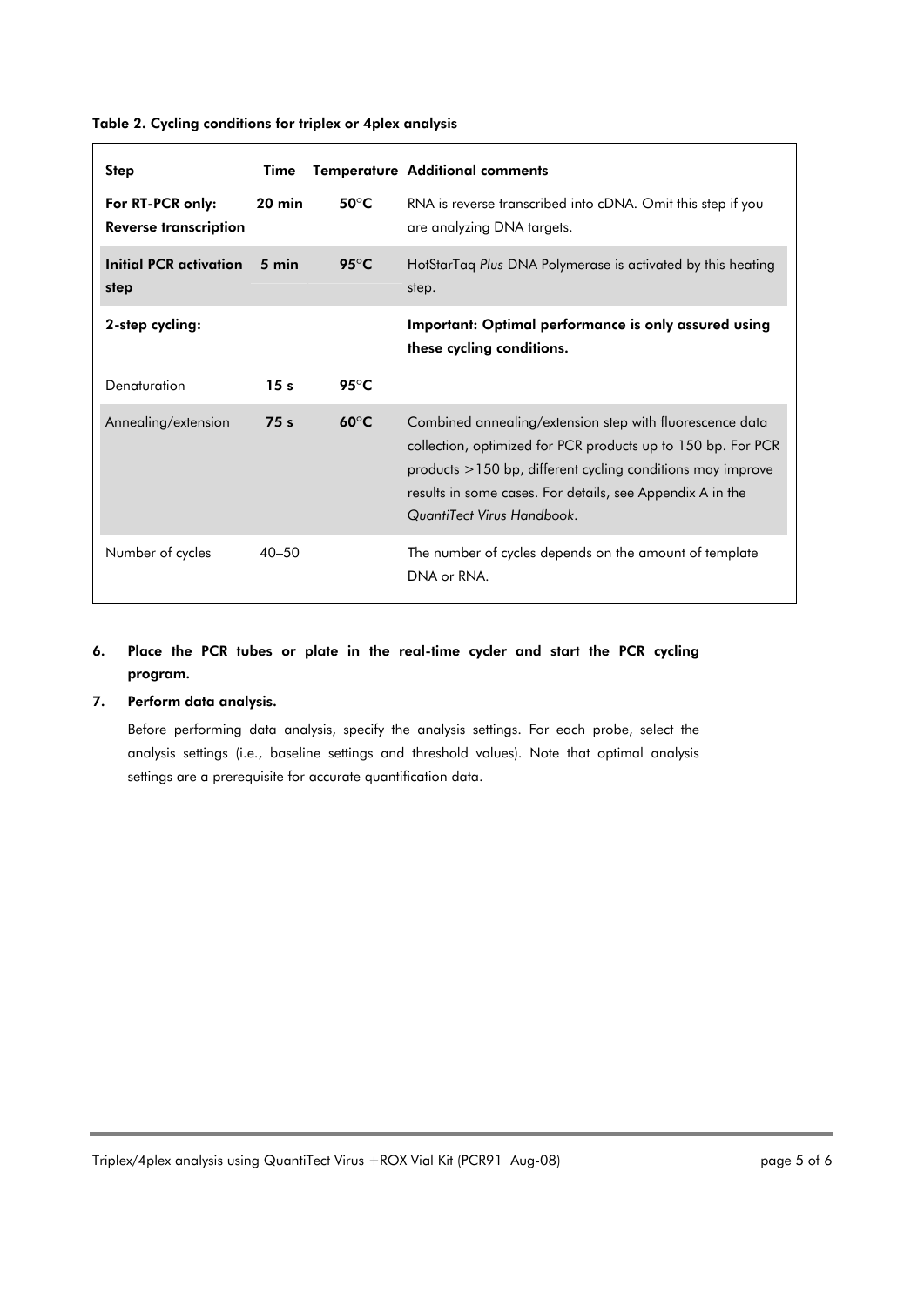**Table 2. Cycling conditions for triplex or 4plex analysis**

| Step | Time | Temperature | Additional comments |
|---|---|---|---|
| **For RT-PCR only: Reverse transcription** | **20 min** | **50°C** | RNA is reverse transcribed into cDNA. Omit this step if you are analyzing DNA targets. |
| **Initial PCR activation step** | **5 min** | **95°C** | HotStarTaq *Plus* DNA Polymerase is activated by this heating step. |
| **2-step cycling:** | | | **Important: Optimal performance is only assured using these cycling conditions.** |
| Denaturation | **15 s** | **95°C** | |
| Annealing/extension | **75 s** | **60°C** | Combined annealing/extension step with fluorescence data collection, optimized for PCR products up to 150 bp. For PCR products >150 bp, different cycling conditions may improve results in some cases. For details, see Appendix A in the *QuantiTect Virus Handbook*. |
| Number of cycles | 40–50 | | The number of cycles depends on the amount of template DNA or RNA. |

6. **Place the PCR tubes or plate in the real-time cycler and start the PCR cycling program.**
7. **Perform data analysis.**

   Before performing data analysis, specify the analysis settings. For each probe, select the analysis settings (i.e., baseline settings and threshold values). Note that optimal analysis settings are a prerequisite for accurate quantification data.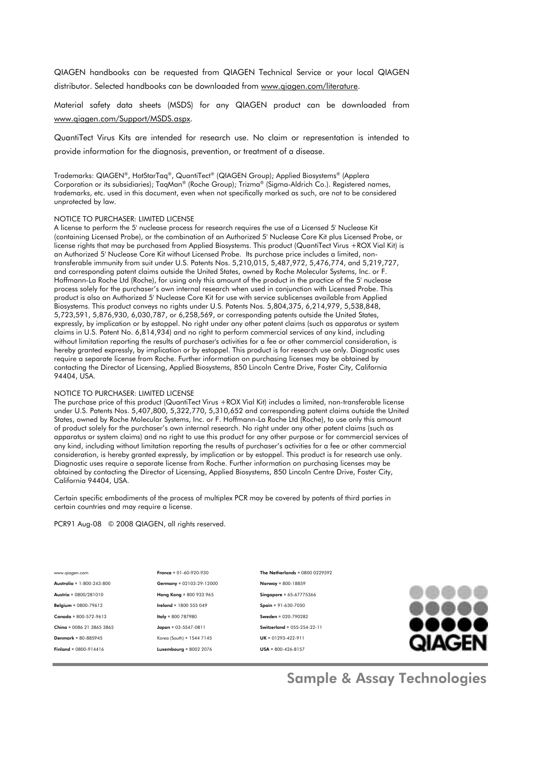QIAGEN handbooks can be requested from QIAGEN Technical Service or your local QIAGEN distributor. Selected handbooks can be downloaded from www.qiagen.com/literature.

Material safety data sheets (MSDS) for any QIAGEN product can be downloaded from www.qiagen.com/Support/MSDS.aspx.

QuantiTect Virus Kits are intended for research use. No claim or representation is intended to provide information for the diagnosis, prevention, or treatment of a disease.

Trademarks: QIAGEN®, HotStarTaq®, QuantiTect® (QIAGEN Group); Applied Biosystems® (Applera Corporation or its subsidiaries); TaqMan® (Roche Group); Trizma® (Sigma-Aldrich Co.). Registered names, trademarks, etc. used in this document, even when not specifically marked as such, are not to be considered unprotected by law.

NOTICE TO PURCHASER: LIMITED LICENSE
A license to perform the 5' nuclease process for research requires the use of a Licensed 5' Nuclease Kit (containing Licensed Probe), or the combination of an Authorized 5' Nuclease Core Kit plus Licensed Probe, or license rights that may be purchased from Applied Biosystems. This product (QuantiTect Virus +ROX Vial Kit) is an Authorized 5' Nuclease Core Kit without Licensed Probe. Its purchase price includes a limited, non-transferable immunity from suit under U.S. Patents Nos. 5,210,015, 5,487,972, 5,476,774, and 5,219,727, and corresponding patent claims outside the United States, owned by Roche Molecular Systems, Inc. or F. Hoffmann-La Roche Ltd (Roche), for using only this amount of the product in the practice of the 5' nuclease process solely for the purchaser's own internal research when used in conjunction with Licensed Probe. This product is also an Authorized 5' Nuclease Core Kit for use with service sublicenses available from Applied Biosystems. This product conveys no rights under U.S. Patents Nos. 5,804,375, 6,214,979, 5,538,848, 5,723,591, 5,876,930, 6,030,787, or 6,258,569, or corresponding patents outside the United States, expressly, by implication or by estoppel. No right under any other patent claims (such as apparatus or system claims in U.S. Patent No. 6,814,934) and no right to perform commercial services of any kind, including without limitation reporting the results of purchaser's activities for a fee or other commercial consideration, is hereby granted expressly, by implication or by estoppel. This product is for research use only. Diagnostic uses require a separate license from Roche. Further information on purchasing licenses may be obtained by contacting the Director of Licensing, Applied Biosystems, 850 Lincoln Centre Drive, Foster City, California 94404, USA.

NOTICE TO PURCHASER: LIMITED LICENSE
The purchase price of this product (QuantiTect Virus +ROX Vial Kit) includes a limited, non-transferable license under U.S. Patents Nos. 5,407,800, 5,322,770, 5,310,652 and corresponding patent claims outside the United States, owned by Roche Molecular Systems, Inc. or F. Hoffmann-La Roche Ltd (Roche), to use only this amount of product solely for the purchaser's own internal research. No right under any other patent claims (such as apparatus or system claims) and no right to use this product for any other purpose or for commercial services of any kind, including without limitation reporting the results of purchaser's activities for a fee or other commercial consideration, is hereby granted expressly, by implication or by estoppel. This product is for research use only. Diagnostic uses require a separate license from Roche. Further information on purchasing licenses may be obtained by contacting the Director of Licensing, Applied Biosystems, 850 Lincoln Centre Drive, Foster City, California 94404, USA.

Certain specific embodiments of the process of multiplex PCR may be covered by patents of third parties in certain countries and may require a license.

PCR91 Aug-08 © 2008 QIAGEN, all rights reserved.

www.qiagen.com
**Australia** ■ 1-800-243-800
**Austria** ■ 0800/281010
**Belgium** ■ 0800-79612
**Canada** ■ 800-572-9613
**China** ■ 0086 21 3865 3865
**Denmark** ■ 80-885945
**Finland** ■ 0800-914416
**France** ■ 01-60-920-930
**Germany** ■ 02103-29-12000
**Hong Kong** ■ 800 933 965
**Ireland** ■ 1800 555 049
**Italy** ■ 800 787980
**Japan** ■ 03-5547-0811
Korea (South) ■ 1544 7145
**Luxembourg** ■ 8002 2076
**The Netherlands** ■ 0800 0229592
**Norway** ■ 800-18859
**Singapore** ■ 65-67775366
**Spain** ■ 91-630-7050
**Sweden** ■ 020-790282
**Switzerland** ■ 055-254-22-11
**UK** ■ 01293-422-911
**USA** ■ 800-426-8157

QIAGEN

Sample & Assay Technologies